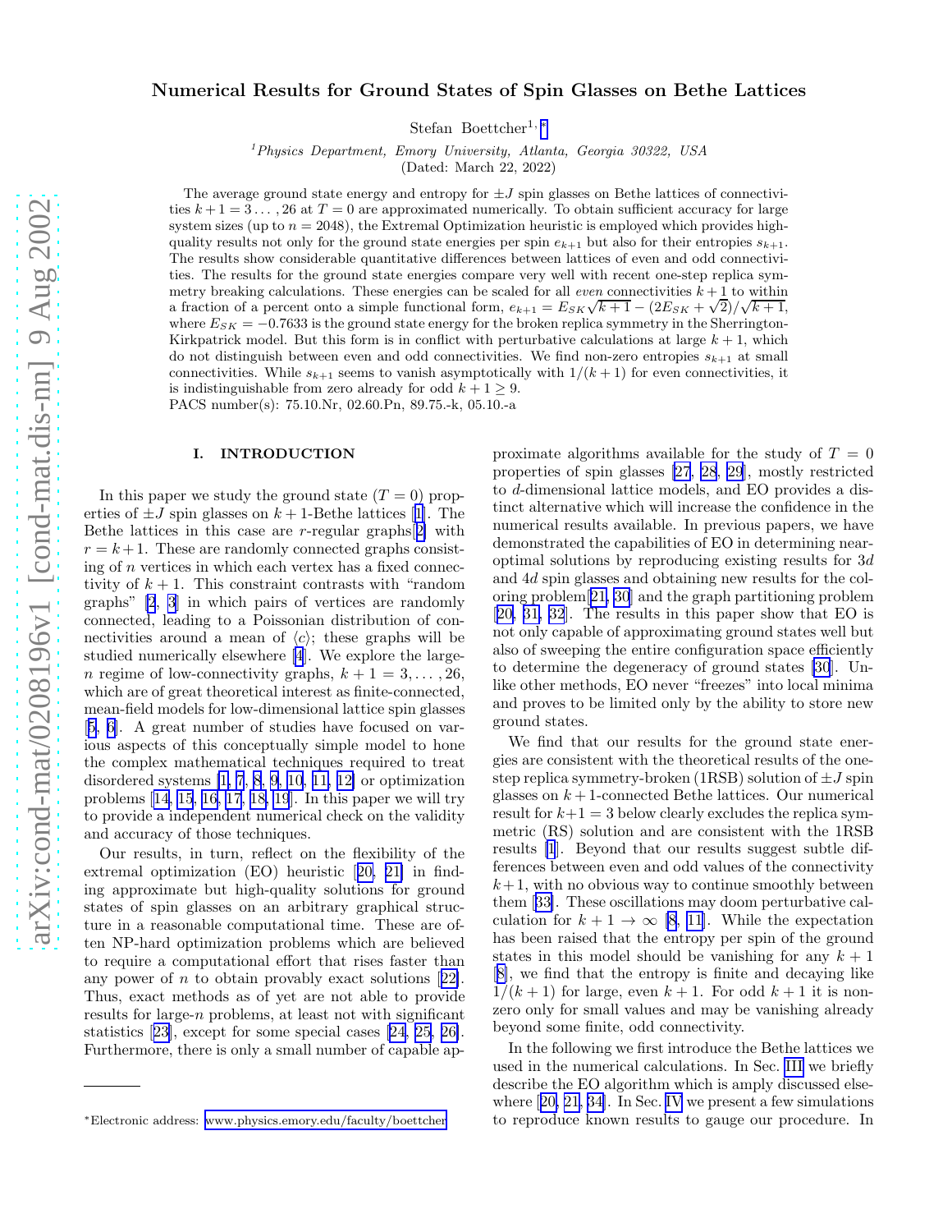# Numerical Results for Ground States of Spin Glasses on Bethe Lattices

Stefan Boettcher[1,*]

[1] *Physics Department, Emory University, Atlanta, Georgia 30322, USA*

(Dated: March 22, 2022)

The average ground state energy and entropy for $\pm J$ spin glasses on Bethe lattices of connectivities $k+1 = 3\ldots,26$ at $T=0$ are approximated numerically. To obtain sufficient accuracy for large system sizes (up to $n=2048$), the Extremal Optimization heuristic is employed which provides high-quality results not only for the ground state energies per spin $e_{k+1}$ but also for their entropies $s_{k+1}$. The results show considerable quantitative differences between lattices of even and odd connectivities. The results for the ground state energies compare very well with recent one-step replica symmetry breaking calculations. These energies can be scaled for all *even* connectivities $k+1$ to within a fraction of a percent onto a simple functional form, $e_{k+1} = E_{SK}\sqrt{k+1} - (2E_{SK}+\sqrt{2})/\sqrt{k+1}$, where $E_{SK} = -0.7633$ is the ground state energy for the broken replica symmetry in the Sherrington-Kirkpatrick model. But this form is in conflict with perturbative calculations at large $k+1$, which do not distinguish between even and odd connectivities. We find non-zero entropies $s_{k+1}$ at small connectivities. While $s_{k+1}$ seems to vanish asymptotically with $1/(k+1)$ for even connectivities, it is indistinguishable from zero already for odd $k+1 \geq 9$.

PACS number(s): 75.10.Nr, 02.60.Pn, 89.75.-k, 05.10.-a

## I. INTRODUCTION

In this paper we study the ground state ($T=0$) properties of $\pm J$ spin glasses on $k+1$-Bethe lattices [1]. The Bethe lattices in this case are $r$-regular graphs[2] with $r = k+1$. These are randomly connected graphs consisting of $n$ vertices in which each vertex has a fixed connectivity of $k+1$. This constraint contrasts with "random graphs" [2, 3] in which pairs of vertices are randomly connected, leading to a Poissonian distribution of connectivities around a mean of $\langle c\rangle$; these graphs will be studied numerically elsewhere [4]. We explore the large-$n$ regime of low-connectivity graphs, $k+1 = 3,\ldots,26$, which are of great theoretical interest as finite-connected, mean-field models for low-dimensional lattice spin glasses [5, 6]. A great number of studies have focused on various aspects of this conceptually simple model to hone the complex mathematical techniques required to treat disordered systems [1, 7, 8, 9, 10, 11, 12] or optimization problems [14, 15, 16, 17, 18, 19]. In this paper we will try to provide a independent numerical check on the validity and accuracy of those techniques.

Our results, in turn, reflect on the flexibility of the extremal optimization (EO) heuristic [20, 21] in finding approximate but high-quality solutions for ground states of spin glasses on an arbitrary graphical structure in a reasonable computational time. These are often NP-hard optimization problems which are believed to require a computational effort that rises faster than any power of $n$ to obtain provably exact solutions [22]. Thus, exact methods as of yet are not able to provide results for large-$n$ problems, at least not with significant statistics [23], except for some special cases [24, 25, 26]. Furthermore, there is only a small number of capable approximate algorithms available for the study of $T=0$ properties of spin glasses [27, 28, 29], mostly restricted to $d$-dimensional lattice models, and EO provides a distinct alternative which will increase the confidence in the numerical results available. In previous papers, we have demonstrated the capabilities of EO in determining near-optimal solutions by reproducing existing results for $3d$ and $4d$ spin glasses and obtaining new results for the coloring problem[21, 30] and the graph partitioning problem [20, 31, 32]. The results in this paper show that EO is not only capable of approximating ground states well but also of sweeping the entire configuration space efficiently to determine the degeneracy of ground states [30]. Unlike other methods, EO never "freezes" into local minima and proves to be limited only by the ability to store new ground states.

We find that our results for the ground state energies are consistent with the theoretical results of the one-step replica symmetry-broken (1RSB) solution of $\pm J$ spin glasses on $k+1$-connected Bethe lattices. Our numerical result for $k+1=3$ below clearly excludes the replica symmetric (RS) solution and are consistent with the 1RSB results [1]. Beyond that our results suggest subtle differences between even and odd values of the connectivity $k+1$, with no obvious way to continue smoothly between them [33]. These oscillations may doom perturbative calculation for $k+1\to\infty$ [8, 11]. While the expectation has been raised that the entropy per spin of the ground states in this model should be vanishing for any $k+1$ [8], we find that the entropy is finite and decaying like $1/(k+1)$ for large, even $k+1$. For odd $k+1$ it is nonzero only for small values and may be vanishing already beyond some finite, odd connectivity.

In the following we first introduce the Bethe lattices we used in the numerical calculations. In Sec. III we briefly describe the EO algorithm which is amply discussed elsewhere [20, 21, 34]. In Sec. IV we present a few simulations to reproduce known results to gauge our procedure. In

*Electronic address: www.physics.emory.edu/faculty/boettcher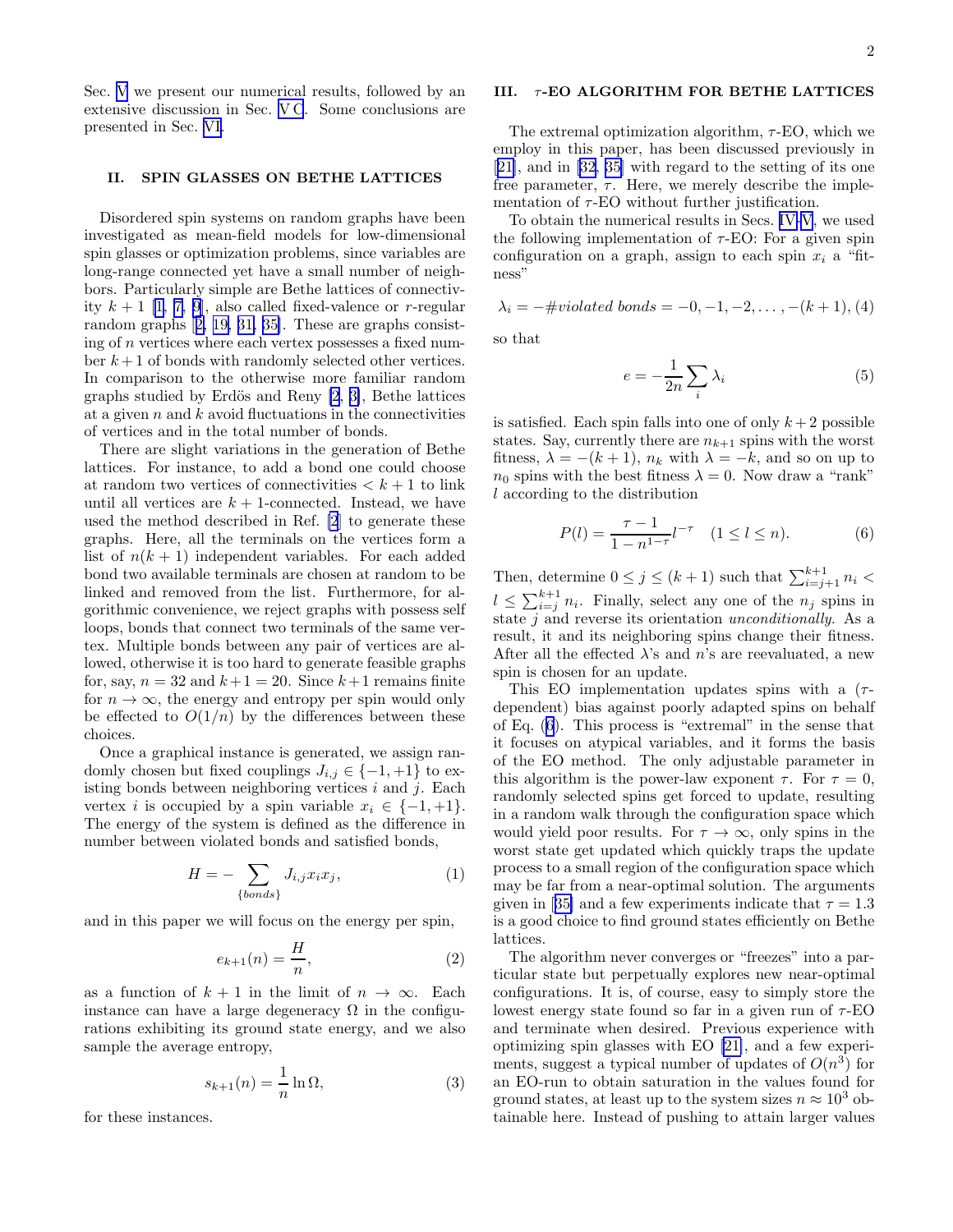Sec. V we present our numerical results, followed by an extensive discussion in Sec. V C. Some conclusions are presented in Sec. VI.

## II. SPIN GLASSES ON BETHE LATTICES

Disordered spin systems on random graphs have been investigated as mean-field models for low-dimensional spin glasses or optimization problems, since variables are long-range connected yet have a small number of neighbors. Particularly simple are Bethe lattices of connectivity $k+1$ [1, 7, 9], also called fixed-valence or $r$-regular random graphs [2, 19, 31, 35]. These are graphs consisting of $n$ vertices where each vertex possesses a fixed number $k+1$ of bonds with randomly selected other vertices. In comparison to the otherwise more familiar random graphs studied by Erdös and Reny [2, 3], Bethe lattices at a given $n$ and $k$ avoid fluctuations in the connectivities of vertices and in the total number of bonds.

There are slight variations in the generation of Bethe lattices. For instance, to add a bond one could choose at random two vertices of connectivities $< k+1$ to link until all vertices are $k+1$-connected. Instead, we have used the method described in Ref. [2] to generate these graphs. Here, all the terminals on the vertices form a list of $n(k+1)$ independent variables. For each added bond two available terminals are chosen at random to be linked and removed from the list. Furthermore, for algorithmic convenience, we reject graphs with possess self loops, bonds that connect two terminals of the same vertex. Multiple bonds between any pair of vertices are allowed, otherwise it is too hard to generate feasible graphs for, say, $n=32$ and $k+1=20$. Since $k+1$ remains finite for $n\to\infty$, the energy and entropy per spin would only be effected to $O(1/n)$ by the differences between these choices.

Once a graphical instance is generated, we assign randomly chosen but fixed couplings $J_{i,j}\in\{-1,+1\}$ to existing bonds between neighboring vertices $i$ and $j$. Each vertex $i$ is occupied by a spin variable $x_i\in\{-1,+1\}$. The energy of the system is defined as the difference in number between violated bonds and satisfied bonds,

$$H = -\sum_{\{bonds\}} J_{i,j} x_i x_j, \tag{1}$$

and in this paper we will focus on the energy per spin,

$$e_{k+1}(n) = \frac{H}{n}, \tag{2}$$

as a function of $k+1$ in the limit of $n\to\infty$. Each instance can have a large degeneracy $\Omega$ in the configurations exhibiting its ground state energy, and we also sample the average entropy,

$$s_{k+1}(n) = \frac{1}{n}\ln\Omega, \tag{3}$$

for these instances.

## III. $\tau$-EO ALGORITHM FOR BETHE LATTICES

The extremal optimization algorithm, $\tau$-EO, which we employ in this paper, has been discussed previously in [21], and in [32, 35] with regard to the setting of its one free parameter, $\tau$. Here, we merely describe the implementation of $\tau$-EO without further justification.

To obtain the numerical results in Secs. IV–V, we used the following implementation of $\tau$-EO: For a given spin configuration on a graph, assign to each spin $x_i$ a "fitness"

$$\lambda_i = -\#\textit{violated bonds} = -0, -1, -2, \ldots, -(k+1), \tag{4}$$

so that

$$e = -\frac{1}{2n}\sum_i \lambda_i \tag{5}$$

is satisfied. Each spin falls into one of only $k+2$ possible states. Say, currently there are $n_{k+1}$ spins with the worst fitness, $\lambda=-(k+1)$, $n_k$ with $\lambda=-k$, and so on up to $n_0$ spins with the best fitness $\lambda=0$. Now draw a "rank" $l$ according to the distribution

$$P(l) = \frac{\tau-1}{1-n^{1-\tau}} l^{-\tau} \quad (1\leq l\leq n). \tag{6}$$

Then, determine $0\leq j\leq (k+1)$ such that $\sum_{i=j+1}^{k+1} n_i < l \leq \sum_{i=j}^{k+1} n_i$. Finally, select any one of the $n_j$ spins in state $j$ and reverse its orientation *unconditionally*. As a result, it and its neighboring spins change their fitness. After all the effected $\lambda$'s and $n$'s are reevaluated, a new spin is chosen for an update.

This EO implementation updates spins with a ($\tau$-dependent) bias against poorly adapted spins on behalf of Eq. (6). This process is "extremal" in the sense that it focuses on atypical variables, and it forms the basis of the EO method. The only adjustable parameter in this algorithm is the power-law exponent $\tau$. For $\tau=0$, randomly selected spins get forced to update, resulting in a random walk through the configuration space which would yield poor results. For $\tau\to\infty$, only spins in the worst state get updated which quickly traps the update process to a small region of the configuration space which may be far from a near-optimal solution. The arguments given in [35] and a few experiments indicate that $\tau=1.3$ is a good choice to find ground states efficiently on Bethe lattices.

The algorithm never converges or "freezes" into a particular state but perpetually explores new near-optimal configurations. It is, of course, easy to simply store the lowest energy state found so far in a given run of $\tau$-EO and terminate when desired. Previous experience with optimizing spin glasses with EO [21], and a few experiments, suggest a typical number of updates of $O(n^3)$ for an EO-run to obtain saturation in the values found for ground states, at least up to the system sizes $n\approx 10^3$ obtainable here. Instead of pushing to attain larger values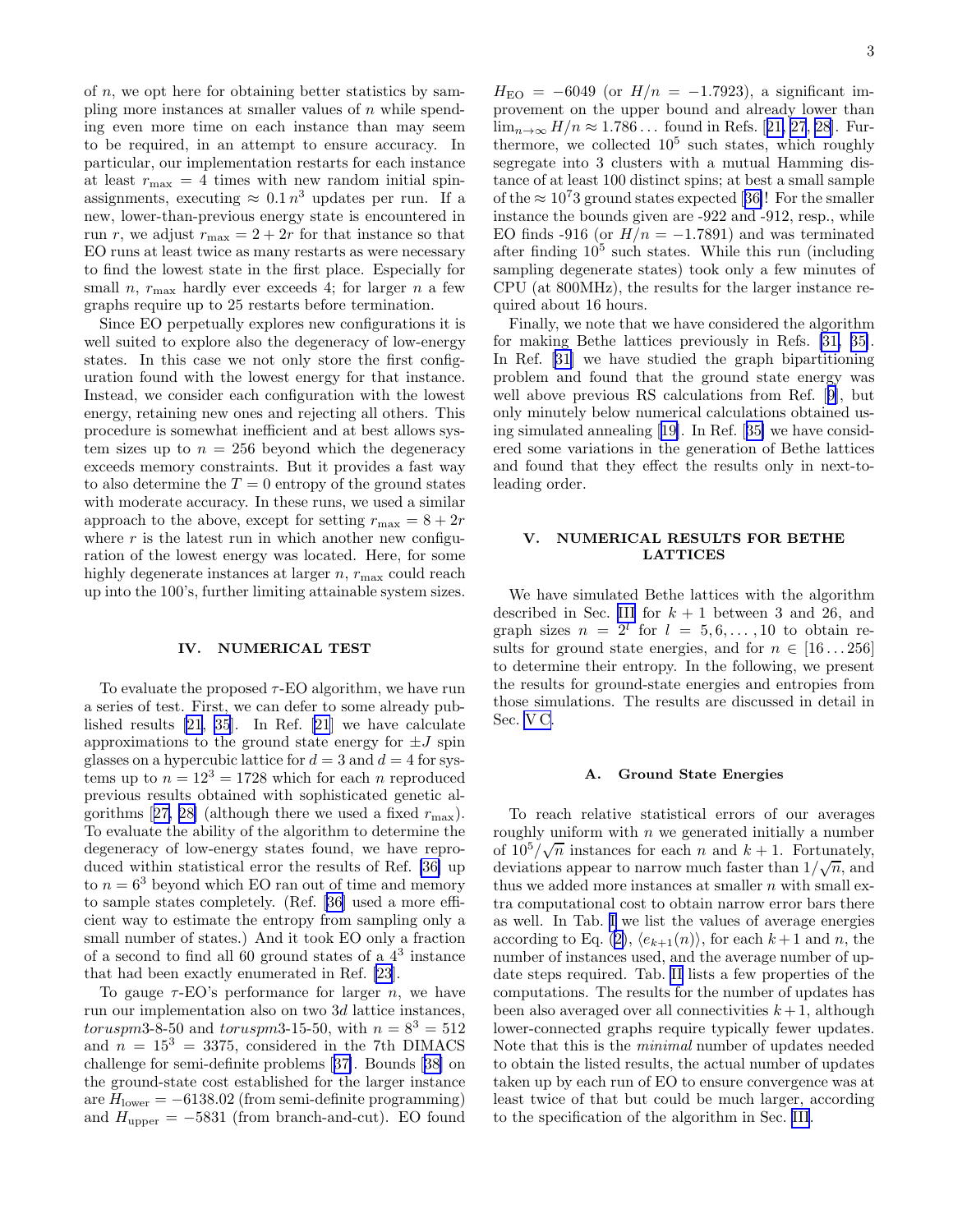of $n$, we opt here for obtaining better statistics by sampling more instances at smaller values of $n$ while spending even more time on each instance than may seem to be required, in an attempt to ensure accuracy. In particular, our implementation restarts for each instance at least $r_{\max} = 4$ times with new random initial spin-assignments, executing $\approx 0.1\,n^3$ updates per run. If a new, lower-than-previous energy state is encountered in run $r$, we adjust $r_{\max} = 2 + 2r$ for that instance so that EO runs at least twice as many restarts as were necessary to find the lowest state in the first place. Especially for small $n$, $r_{\max}$ hardly ever exceeds 4; for larger $n$ a few graphs require up to 25 restarts before termination.

Since EO perpetually explores new configurations it is well suited to explore also the degeneracy of low-energy states. In this case we not only store the first configuration found with the lowest energy for that instance. Instead, we consider each configuration with the lowest energy, retaining new ones and rejecting all others. This procedure is somewhat inefficient and at best allows system sizes up to $n = 256$ beyond which the degeneracy exceeds memory constraints. But it provides a fast way to also determine the $T = 0$ entropy of the ground states with moderate accuracy. In these runs, we used a similar approach to the above, except for setting $r_{\max} = 8 + 2r$ where $r$ is the latest run in which another new configuration of the lowest energy was located. Here, for some highly degenerate instances at larger $n$, $r_{\max}$ could reach up into the 100's, further limiting attainable system sizes.

## IV. NUMERICAL TEST

To evaluate the proposed $\tau$-EO algorithm, we have run a series of test. First, we can defer to some already published results [21, 35]. In Ref. [21] we have calculate approximations to the ground state energy for $\pm J$ spin glasses on a hypercubic lattice for $d = 3$ and $d = 4$ for systems up to $n = 12^3 = 1728$ which for each $n$ reproduced previous results obtained with sophisticated genetic algorithms [27, 28] (although there we used a fixed $r_{\max}$). To evaluate the ability of the algorithm to determine the degeneracy of low-energy states found, we have reproduced within statistical error the results of Ref. [36] up to $n = 6^3$ beyond which EO ran out of time and memory to sample states completely. (Ref. [36] used a more efficient way to estimate the entropy from sampling only a small number of states.) And it took EO only a fraction of a second to find all 60 ground states of a $4^3$ instance that had been exactly enumerated in Ref. [23].

To gauge $\tau$-EO's performance for larger $n$, we have run our implementation also on two $3d$ lattice instances, *toruspm*3-8-50 and *toruspm*3-15-50, with $n = 8^3 = 512$ and $n = 15^3 = 3375$, considered in the 7th DIMACS challenge for semi-definite problems [37]. Bounds [38] on the ground-state cost established for the larger instance are $H_{\rm lower} = -6138.02$ (from semi-definite programming) and $H_{\rm upper} = -5831$ (from branch-and-cut). EO found $H_{\rm EO} = -6049$ (or $H/n = -1.7923$), a significant improvement on the upper bound and already lower than $\lim_{n\to\infty} H/n \approx 1.786\ldots$ found in Refs. [21, 27, 28]. Furthermore, we collected $10^5$ such states, which roughly segregate into 3 clusters with a mutual Hamming distance of at least 100 distinct spins; at best a small sample of the $\approx 10^73$ ground states expected [36]! For the smaller instance the bounds given are -922 and -912, resp., while EO finds -916 (or $H/n = -1.7891$) and was terminated after finding $10^5$ such states. While this run (including sampling degenerate states) took only a few minutes of CPU (at 800MHz), the results for the larger instance required about 16 hours.

Finally, we note that we have considered the algorithm for making Bethe lattices previously in Refs. [31, 35]. In Ref. [31] we have studied the graph bipartitioning problem and found that the ground state energy was well above previous RS calculations from Ref. [9], but only minutely below numerical calculations obtained using simulated annealing [19]. In Ref. [35] we have considered some variations in the generation of Bethe lattices and found that they effect the results only in next-to-leading order.

## V. NUMERICAL RESULTS FOR BETHE LATTICES

We have simulated Bethe lattices with the algorithm described in Sec. III for $k + 1$ between 3 and 26, and graph sizes $n = 2^l$ for $l = 5, 6, \ldots, 10$ to obtain results for ground state energies, and for $n \in [16 \ldots 256]$ to determine their entropy. In the following, we present the results for ground-state energies and entropies from those simulations. The results are discussed in detail in Sec. V C.

### A. Ground State Energies

To reach relative statistical errors of our averages roughly uniform with $n$ we generated initially a number of $10^5/\sqrt{n}$ instances for each $n$ and $k + 1$. Fortunately, deviations appear to narrow much faster than $1/\sqrt{n}$, and thus we added more instances at smaller $n$ with small extra computational cost to obtain narrow error bars there as well. In Tab. I we list the values of average energies according to Eq. (2), $\langle e_{k+1}(n)\rangle$, for each $k + 1$ and $n$, the number of instances used, and the average number of update steps required. Tab. II lists a few properties of the computations. The results for the number of updates has been also averaged over all connectivities $k + 1$, although lower-connected graphs require typically fewer updates. Note that this is the *minimal* number of updates needed to obtain the listed results, the actual number of updates taken up by each run of EO to ensure convergence was at least twice of that but could be much larger, according to the specification of the algorithm in Sec. III.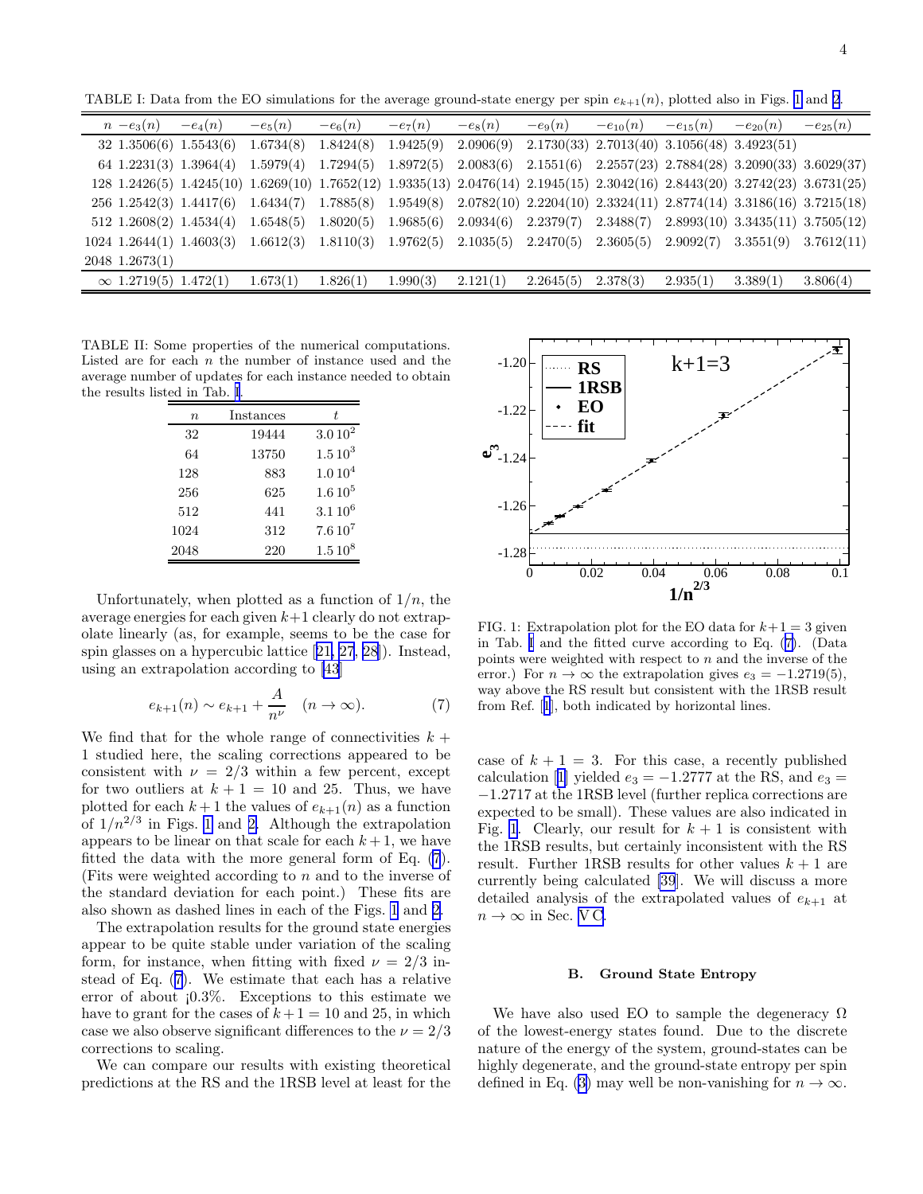TABLE I: Data from the EO simulations for the average ground-state energy per spin $e_{k+1}(n)$, plotted also in Figs. 1 and 2.

| $n$ | $-e_3(n)$ | $-e_4(n)$ | $-e_5(n)$ | $-e_6(n)$ | $-e_7(n)$ | $-e_8(n)$ | $-e_9(n)$ | $-e_{10}(n)$ | $-e_{15}(n)$ | $-e_{20}(n)$ | $-e_{25}(n)$ |
|---|---|---|---|---|---|---|---|---|---|---|---|
| 32 | 1.3506(6) | 1.5543(6) | 1.6734(8) | 1.8424(8) | 1.9425(9) | 2.0906(9) | 2.1730(33) | 2.7013(40) | 3.1056(48) | 3.4923(51) | |
| 64 | 1.2231(3) | 1.3964(4) | 1.5979(4) | 1.7294(5) | 1.8972(5) | 2.0083(6) | 2.1551(6) | 2.2557(23) | 2.7884(28) | 3.2090(33) | 3.6029(37) |
| 128 | 1.2426(5) | 1.4245(10) | 1.6269(10) | 1.7652(12) | 1.9335(13) | 2.0476(14) | 2.1945(15) | 2.3042(16) | 2.8443(20) | 3.2742(23) | 3.6731(25) |
| 256 | 1.2542(3) | 1.4417(6) | 1.6434(7) | 1.7885(8) | 1.9549(8) | 2.0782(10) | 2.2204(10) | 2.3324(11) | 2.8774(14) | 3.3186(16) | 3.7215(18) |
| 512 | 1.2608(2) | 1.4534(4) | 1.6548(5) | 1.8020(5) | 1.9685(6) | 2.0934(6) | 2.2379(7) | 2.3488(7) | 2.8993(10) | 3.3435(11) | 3.7505(12) |
| 1024 | 1.2644(1) | 1.4603(3) | 1.6612(3) | 1.8110(3) | 1.9762(5) | 2.1035(5) | 2.2470(5) | 2.3605(5) | 2.9092(7) | 3.3551(9) | 3.7612(11) |
| 2048 | 1.2673(1) | | | | | | | | | | |
| $\infty$ | 1.2719(5) | 1.472(1) | 1.673(1) | 1.826(1) | 1.990(3) | 2.121(1) | 2.2645(5) | 2.378(3) | 2.935(1) | 3.389(1) | 3.806(4) |

TABLE II: Some properties of the numerical computations. Listed are for each $n$ the number of instance used and the average number of updates for each instance needed to obtain the results listed in Tab. I.

| $n$ | Instances | $t$ |
|---|---|---|
| 32 | 19444 | $3.0\,10^2$ |
| 64 | 13750 | $1.5\,10^3$ |
| 128 | 883 | $1.0\,10^4$ |
| 256 | 625 | $1.6\,10^5$ |
| 512 | 441 | $3.1\,10^6$ |
| 1024 | 312 | $7.6\,10^7$ |
| 2048 | 220 | $1.5\,10^8$ |

Unfortunately, when plotted as a function of $1/n$, the average energies for each given $k+1$ clearly do not extrapolate linearly (as, for example, seems to be the case for spin glasses on a hypercubic lattice [21, 27, 28]). Instead, using an extrapolation according to [43]

$$e_{k+1}(n) \sim e_{k+1} + \frac{A}{n^{\nu}} \quad (n \to \infty). \tag{7}$$

We find that for the whole range of connectivities $k+1$ studied here, the scaling corrections appeared to be consistent with $\nu = 2/3$ within a few percent, except for two outliers at $k+1 = 10$ and 25. Thus, we have plotted for each $k+1$ the values of $e_{k+1}(n)$ as a function of $1/n^{2/3}$ in Figs. 1 and 2. Although the extrapolation appears to be linear on that scale for each $k+1$, we have fitted the data with the more general form of Eq. (7). (Fits were weighted according to $n$ and to the inverse of the standard deviation for each point.) These fits are also shown as dashed lines in each of the Figs. 1 and 2.

The extrapolation results for the ground state energies appear to be quite stable under variation of the scaling form, for instance, when fitting with fixed $\nu = 2/3$ instead of Eq. (7). We estimate that each has a relative error of about ¡0.3%. Exceptions to this estimate we have to grant for the cases of $k+1 = 10$ and 25, in which case we also observe significant differences to the $\nu = 2/3$ corrections to scaling.

We can compare our results with existing theoretical predictions at the RS and the 1RSB level at least for the case of $k+1 = 3$. For this case, a recently published calculation [1] yielded $e_3 = -1.2777$ at the RS, and $e_3 = -1.2717$ at the 1RSB level (further replica corrections are expected to be small). These values are also indicated in Fig. 1. Clearly, our result for $k+1$ is consistent with the 1RSB results, but certainly inconsistent with the RS result. Further 1RSB results for other values $k+1$ are currently being calculated [39]. We will discuss a more detailed analysis of the extrapolated values of $e_{k+1}$ at $n \to \infty$ in Sec. V C.

RS
1RSB
EO
fit
k+1=3
$e_3$
-1.20
-1.22
-1.24
-1.26
-1.28
0
0.02
0.04
0.06
0.08
0.1
$1/n^{2/3}$

FIG. 1: Extrapolation plot for the EO data for $k+1 = 3$ given in Tab. I and the fitted curve according to Eq. (7). (Data points were weighted with respect to $n$ and the inverse of the error.) For $n \to \infty$ the extrapolation gives $e_3 = -1.2719(5)$, way above the RS result but consistent with the 1RSB result from Ref. [1], both indicated by horizontal lines.

### B. Ground State Entropy

We have also used EO to sample the degeneracy $\Omega$ of the lowest-energy states found. Due to the discrete nature of the energy of the system, ground-states can be highly degenerate, and the ground-state entropy per spin defined in Eq. (3) may well be non-vanishing for $n \to \infty$.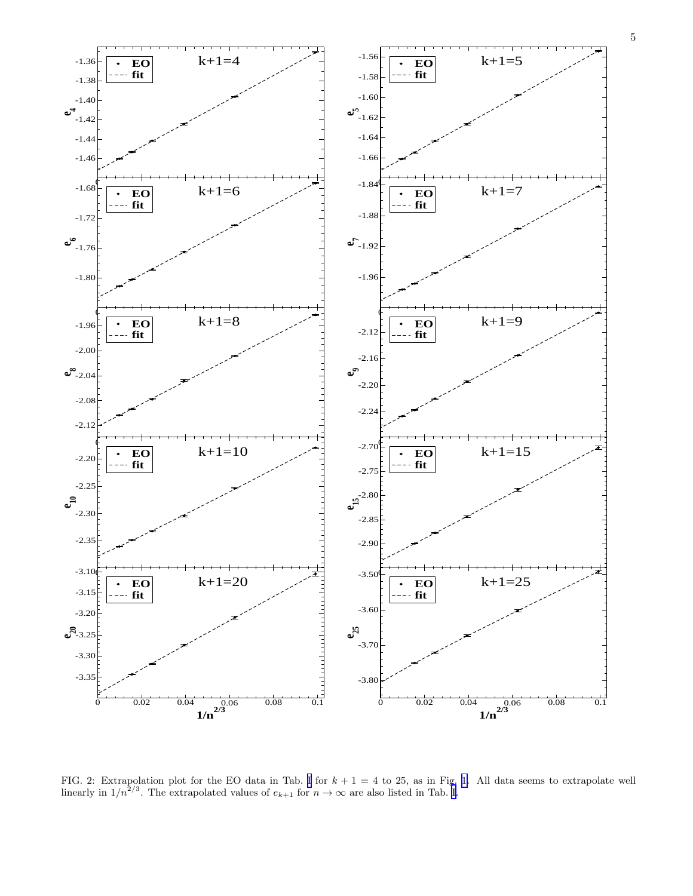k+1=4

EO

fit

$e_4$

-1.36
-1.38
-1.40
-1.42
-1.44
-1.46

k+1=5

EO

fit

$e_5$

-1.56
-1.58
-1.60
-1.62
-1.64
-1.66

k+1=6

EO

fit

$e_6$

-1.68
-1.72
-1.76
-1.80

k+1=7

EO

fit

$e_7$

-1.84
-1.88
-1.92
-1.96

k+1=8

EO

fit

$e_8$

-1.96
-2.00
-2.04
-2.08
-2.12

k+1=9

EO

fit

$e_9$

-2.12
-2.16
-2.20
-2.24

k+1=10

EO

fit

$e_{10}$

-2.20
-2.25
-2.30
-2.35

k+1=15

EO

fit

$e_{15}$

-2.70
-2.75
-2.80
-2.85
-2.90

k+1=20

EO

fit

$e_{20}$

-3.10
-3.15
-3.20
-3.25
-3.30
-3.35

k+1=25

EO

fit

$e_{25}$

-3.50
-3.60
-3.70
-3.80

0
0.02
0.04
0.06
0.08
0.1

$1/n^{2/3}$

FIG. 2: Extrapolation plot for the EO data in Tab. I for $k + 1 = 4$ to 25, as in Fig. 1. All data seems to extrapolate well linearly in $1/n^{2/3}$. The extrapolated values of $e_{k+1}$ for $n \to \infty$ are also listed in Tab. I.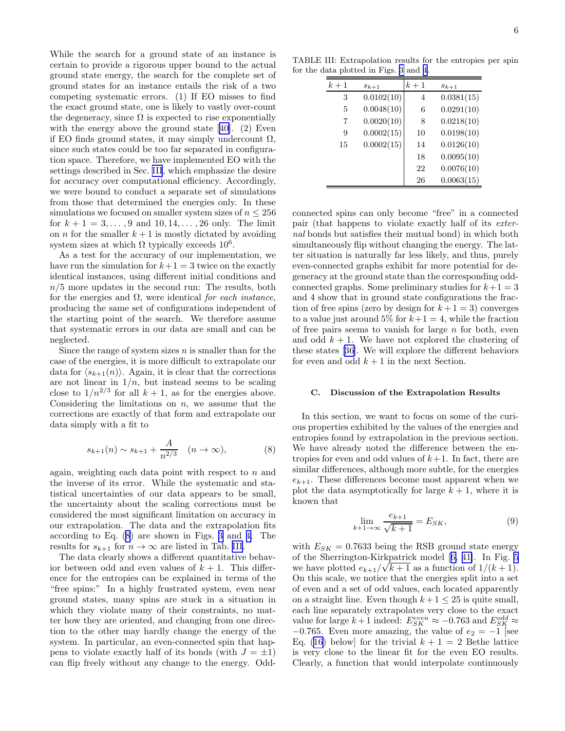While the search for a ground state of an instance is certain to provide a rigorous upper bound to the actual ground state energy, the search for the complete set of ground states for an instance entails the risk of a two competing systematic errors. (1) If EO misses to find the exact ground state, one is likely to vastly over-count the degeneracy, since $\Omega$ is expected to rise exponentially with the energy above the ground state [40]. (2) Even if EO finds ground states, it may simply undercount $\Omega$, since such states could be too far separated in configuration space. Therefore, we have implemented EO with the settings described in Sec. III, which emphasize the desire for accuracy over computational efficiency. Accordingly, we were bound to conduct a separate set of simulations from those that determined the energies only. In these simulations we focused on smaller system sizes of $n \leq 256$ for $k+1 = 3, \ldots, 9$ and $10, 14, \ldots, 26$ only. The limit on $n$ for the smaller $k+1$ is mostly dictated by avoiding system sizes at which $\Omega$ typically exceeds $10^6$.

As a test for the accuracy of our implementation, we have run the simulation for $k+1 = 3$ twice on the exactly identical instances, using different initial conditions and $n/5$ more updates in the second run: The results, both for the energies and $\Omega$, were identical *for each instance,* producing the same set of configurations independent of the starting point of the search. We therefore assume that systematic errors in our data are small and can be neglected.

Since the range of system sizes $n$ is smaller than for the case of the energies, it is more difficult to extrapolate our data for $\langle s_{k+1}(n)\rangle$. Again, it is clear that the corrections are not linear in $1/n$, but instead seems to be scaling close to $1/n^{2/3}$ for all $k+1$, as for the energies above. Considering the limitations on $n$, we assume that the corrections are exactly of that form and extrapolate our data simply with a fit to

$$s_{k+1}(n) \sim s_{k+1} + \frac{A}{n^{2/3}} \quad (n \to \infty), \tag{8}$$

again, weighting each data point with respect to $n$ and the inverse of its error. While the systematic and statistical uncertainties of our data appears to be small, the uncertainty about the scaling corrections must be considered the most significant limitation on accuracy in our extrapolation. The data and the extrapolation fits according to Eq. (8) are shown in Figs. 3 and 4. The results for $s_{k+1}$ for $n \to \infty$ are listed in Tab. III.

The data clearly shows a different quantitative behavior between odd and even values of $k+1$. This difference for the entropies can be explained in terms of the "free spins:" In a highly frustrated system, even near ground states, many spins are stuck in a situation in which they violate many of their constraints, no matter how they are oriented, and changing from one direction to the other may hardly change the energy of the system. In particular, an even-connected spin that happens to violate exactly half of its bonds (with $J = \pm 1$) can flip freely without any change to the energy. Odd-connected spins can only become "free" in a connected pair (that happens to violate exactly half of its *external* bonds but satisfies their mutual bond) in which both simultaneously flip without changing the energy. The latter situation is naturally far less likely, and thus, purely even-connected graphs exhibit far more potential for degeneracy at the ground state than the corresponding odd-connected graphs. Some preliminary studies for $k+1 = 3$ and 4 show that in ground state configurations the fraction of free spins (zero by design for $k+1 = 3$) converges to a value just around 5% for $k+1 = 4$, while the fraction of free pairs seems to vanish for large $n$ for both, even and odd $k+1$. We have not explored the clustering of these states [36]. We will explore the different behaviors for even and odd $k+1$ in the next Section.

TABLE III: Extrapolation results for the entropies per spin for the data plotted in Figs. 3 and 4.

| $k+1$ | $s_{k+1}$ | $k+1$ | $s_{k+1}$ |
|---|---|---|---|
| 3 | 0.0102(10) | 4 | 0.0381(15) |
| 5 | 0.0048(10) | 6 | 0.0291(10) |
| 7 | 0.0020(10) | 8 | 0.0218(10) |
| 9 | 0.0002(15) | 10 | 0.0198(10) |
| 15 | 0.0002(15) | 14 | 0.0126(10) |
| | | 18 | 0.0095(10) |
| | | 22 | 0.0076(10) |
| | | 26 | 0.0063(15) |

### C. Discussion of the Extrapolation Results

In this section, we want to focus on some of the curious properties exhibited by the values of the energies and entropies found by extrapolation in the previous section. We have already noted the difference between the entropies for even and odd values of $k+1$. In fact, there are similar differences, although more subtle, for the energies $e_{k+1}$. These differences become most apparent when we plot the data asymptotically for large $k+1$, where it is known that

$$\lim_{k+1 \to \infty} \frac{e_{k+1}}{\sqrt{k+1}} = E_{SK}, \tag{9}$$

with $E_{SK} = 0.7633$ being the RSB ground state energy of the Sherrington-Kirkpatrick model [6, 41]. In Fig. 5 we have plotted $e_{k+1}/\sqrt{k+1}$ as a function of $1/(k+1)$. On this scale, we notice that the energies split into a set of even and a set of odd values, each located apparently on a straight line. Even though $k+1 \leq 25$ is quite small, each line separately extrapolates very close to the exact value for large $k+1$ indeed: $E_{SK}^{even} \approx -0.763$ and $E_{SK}^{odd} \approx -0.765$. Even more amazing, the value of $e_2 = -1$ [see Eq. (16) below] for the trivial $k+1 = 2$ Bethe lattice is very close to the linear fit for the even EO results. Clearly, a function that would interpolate continuously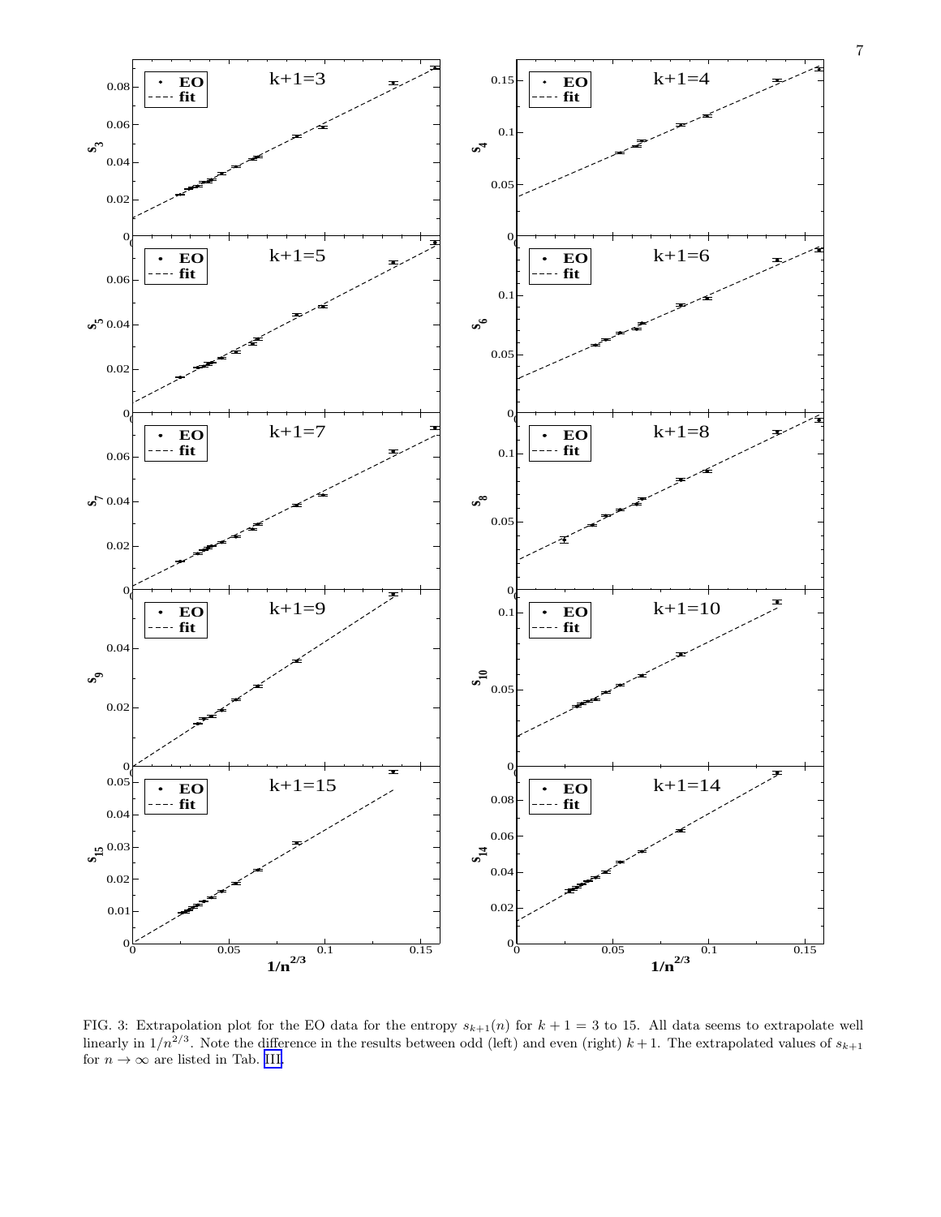EO
fit
k+1=3
$s_3$
0
0.02
0.04
0.06
0.08

EO
fit
k+1=4
$s_4$
0
0.05
0.1
0.15

EO
fit
k+1=5
$s_5$
0
0.02
0.04
0.06

EO
fit
k+1=6
$s_6$
0
0.05
0.1

EO
fit
k+1=7
$s_7$
0
0.02
0.04
0.06

EO
fit
k+1=8
$s_8$
0
0.05
0.1

EO
fit
k+1=9
$s_9$
0
0.02
0.04

EO
fit
k+1=10
$s_{10}$
0
0.05
0.1

EO
fit
k+1=15
$s_{15}$
0
0.01
0.02
0.03
0.04
0.05
0
0.05
0.1
0.15
$1/n^{2/3}$

EO
fit
k+1=14
$s_{14}$
0
0.02
0.04
0.06
0.08
0
0.05
0.1
0.15
$1/n^{2/3}$

FIG. 3: Extrapolation plot for the EO data for the entropy $s_{k+1}(n)$ for $k+1 = 3$ to 15. All data seems to extrapolate well linearly in $1/n^{2/3}$. Note the difference in the results between odd (left) and even (right) $k+1$. The extrapolated values of $s_{k+1}$ for $n \to \infty$ are listed in Tab. III.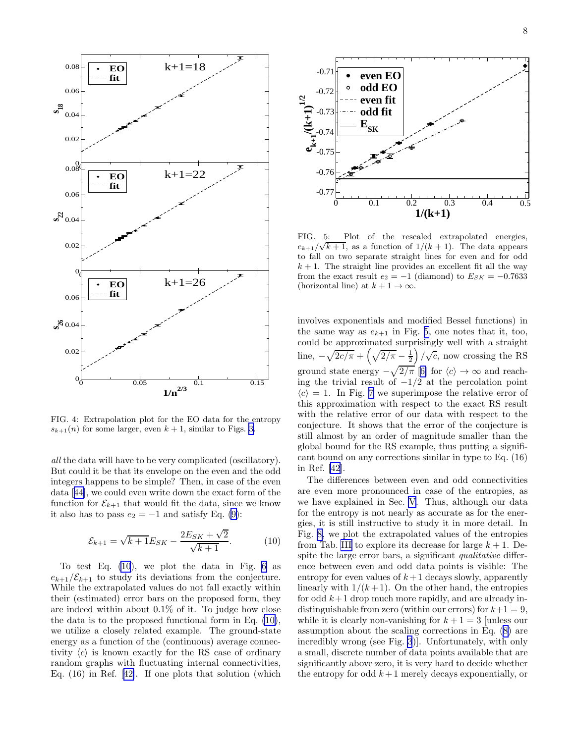EO
fit
k+1=18
$s_{18}$
0.08
0.06
0.04
0.02
0

EO
fit
k+1=22
$s_{22}$
0.08
0.06
0.04
0.02
0

EO
fit
k+1=26
$s_{26}$
0.06
0.04
0.02
0
0
0.05
0.1
0.15
$1/n^{2/3}$

FIG. 4: Extrapolation plot for the EO data for the entropy $s_{k+1}(n)$ for some larger, even $k+1$, similar to Figs. 3.

even EO
odd EO
even fit
odd fit
$E_{SK}$
$e_{k+1}/(k+1)^{1/2}$
-0.71
-0.72
-0.73
-0.74
-0.75
-0.76
-0.77
0
0.1
0.2
0.3
0.4
0.5
1/(k+1)

FIG. 5: Plot of the rescaled extrapolated energies, $e_{k+1}/\sqrt{k+1}$, as a function of $1/(k+1)$. The data appears to fall on two separate straight lines for even and for odd $k+1$. The straight line provides an excellent fit all the way from the exact result $e_2 = -1$ (diamond) to $E_{SK} = -0.7633$ (horizontal line) at $k+1 \to \infty$.

*all* the data will have to be very complicated (oscillatory). But could it be that its envelope on the even and the odd integers happens to be simple? Then, in case of the even data [44], we could even write down the exact form of the function for $\mathcal{E}_{k+1}$ that would fit the data, since we know it also has to pass $e_2 = -1$ and satisfy Eq. (9):

$$\mathcal{E}_{k+1} = \sqrt{k+1}E_{SK} - \frac{2E_{SK} + \sqrt{2}}{\sqrt{k+1}}. \tag{10}$$

To test Eq. (10), we plot the data in Fig. 6 as $e_{k+1}/\mathcal{E}_{k+1}$ to study its deviations from the conjecture. While the extrapolated values do not fall exactly within their (estimated) error bars on the proposed form, they are indeed within about 0.1% of it. To judge how close the data is to the proposed functional form in Eq. (10), we utilize a closely related example. The ground-state energy as a function of the (continuous) average connectivity $\langle c \rangle$ is known exactly for the RS case of ordinary random graphs with fluctuating internal connectivities, Eq. (16) in Ref. [42]. If one plots that solution (which involves exponentials and modified Bessel functions) in the same way as $e_{k+1}$ in Fig. 5, one notes that it, too, could be approximated surprisingly well with a straight line, $-\sqrt{2c/\pi} + \left(\sqrt{2/\pi} - \frac{1}{2}\right)/\sqrt{c}$, now crossing the RS ground state energy $-\sqrt{2/\pi}$ [6] for $\langle c \rangle \to \infty$ and reaching the trivial result of $-1/2$ at the percolation point $\langle c \rangle = 1$. In Fig. 7 we superimpose the relative error of this approximation with respect to the exact RS result with the relative error of our data with respect to the conjecture. It shows that the error of the conjecture is still almost by an order of magnitude smaller than the global bound for the RS example, thus putting a significant bound on any corrections similar in type to Eq. (16) in Ref. [42].

The differences between even and odd connectivities are even more pronounced in case of the entropies, as we have explained in Sec. V. Thus, although our data for the entropy is not nearly as accurate as for the energies, it is still instructive to study it in more detail. In Fig. 8, we plot the extrapolated values of the entropies from Tab. III to explore its decrease for large $k+1$. Despite the large error bars, a significant *qualitative* difference between even and odd data points is visible: The entropy for even values of $k+1$ decays slowly, apparently linearly with $1/(k+1)$. On the other hand, the entropies for odd $k+1$ drop much more rapidly, and are already indistinguishable from zero (within our errors) for $k+1 = 9$, while it is clearly non-vanishing for $k+1 = 3$ [unless our assumption about the scaling corrections in Eq. (8) are incredibly wrong (see Fig. 3)]. Unfortunately, with only a small, discrete number of data points available that are significantly above zero, it is very hard to decide whether the entropy for odd $k+1$ merely decays exponentially, or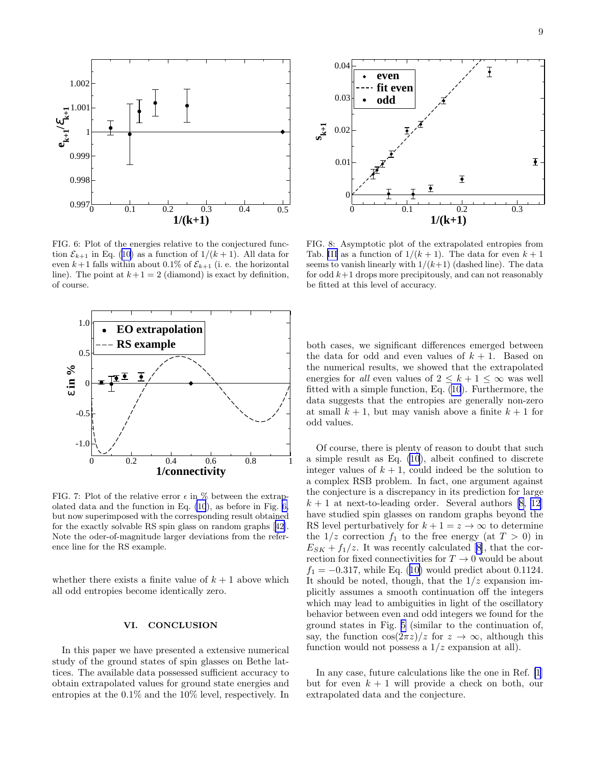1.002
1.001
1
0.999
0.998
0.997
0
0.1
0.2
0.3
0.4
0.5
$\mathbf{e_{k+1}/\mathcal{E}_{k+1}}$
**1/(k+1)**

FIG. 6: Plot of the energies relative to the conjectured function $\mathcal{E}_{k+1}$ in Eq. (10) as a function of $1/(k+1)$. All data for even $k+1$ falls within about 0.1% of $\mathcal{E}_{k+1}$ (i. e. the horizontal line). The point at $k+1=2$ (diamond) is exact by definition, of course.

1.0
0.5
0
-0.5
-1.0
0
0.2
0.4
0.6
0.8
1
**ε in %**
**1/connectivity**
**EO extrapolation**
**RS example**

FIG. 7: Plot of the relative error $\epsilon$ in % between the extrapolated data and the function in Eq. (10), as before in Fig. 6, but now superimposed with the corresponding result obtained for the exactly solvable RS spin glass on random graphs [42]. Note the oder-of-magnitude larger deviations from the reference line for the RS example.

whether there exists a finite value of $k+1$ above which all odd entropies become identically zero.

## VI. CONCLUSION

In this paper we have presented a extensive numerical study of the ground states of spin glasses on Bethe lattices. The available data possessed sufficient accuracy to obtain extrapolated values for ground state energies and entropies at the 0.1% and the 10% level, respectively. In

0.04
0.03
0.02
0.01
0
0
0.1
0.2
0.3
$\mathbf{s_{k+1}}$
**1/(k+1)**
**even**
**fit even**
**odd**

FIG. 8: Asymptotic plot of the extrapolated entropies from Tab. III as a function of $1/(k+1)$. The data for even $k+1$ seems to vanish linearly with $1/(k+1)$ (dashed line). The data for odd $k+1$ drops more precipitously, and can not reasonably be fitted at this level of accuracy.

both cases, we significant differences emerged between the data for odd and even values of $k+1$. Based on the numerical results, we showed that the extrapolated energies for *all* even values of $2 \leq k+1 \leq \infty$ was well fitted with a simple function, Eq. (10). Furthermore, the data suggests that the entropies are generally non-zero at small $k+1$, but may vanish above a finite $k+1$ for odd values.

Of course, there is plenty of reason to doubt that such a simple result as Eq. (10), albeit confined to discrete integer values of $k+1$, could indeed be the solution to a complex RSB problem. In fact, one argument against the conjecture is a discrepancy in its prediction for large $k+1$ at next-to-leading order. Several authors [8, 12] have studied spin glasses on random graphs beyond the RS level perturbatively for $k+1 = z \to \infty$ to determine the $1/z$ correction $f_1$ to the free energy (at $T>0$) in $E_{SK} + f_1/z$. It was recently calculated [8], that the correction for fixed connectivities for $T \to 0$ would be about $f_1 = -0.317$, while Eq. (10) would predict about 0.1124. It should be noted, though, that the $1/z$ expansion implicitly assumes a smooth continuation off the integers which may lead to ambiguities in light of the oscillatory behavior between even and odd integers we found for the ground states in Fig. 5 (similar to the continuation of, say, the function $\cos(2\pi z)/z$ for $z \to \infty$, although this function would not possess a $1/z$ expansion at all).

In any case, future calculations like the one in Ref. [1] but for even $k+1$ will provide a check on both, our extrapolated data and the conjecture.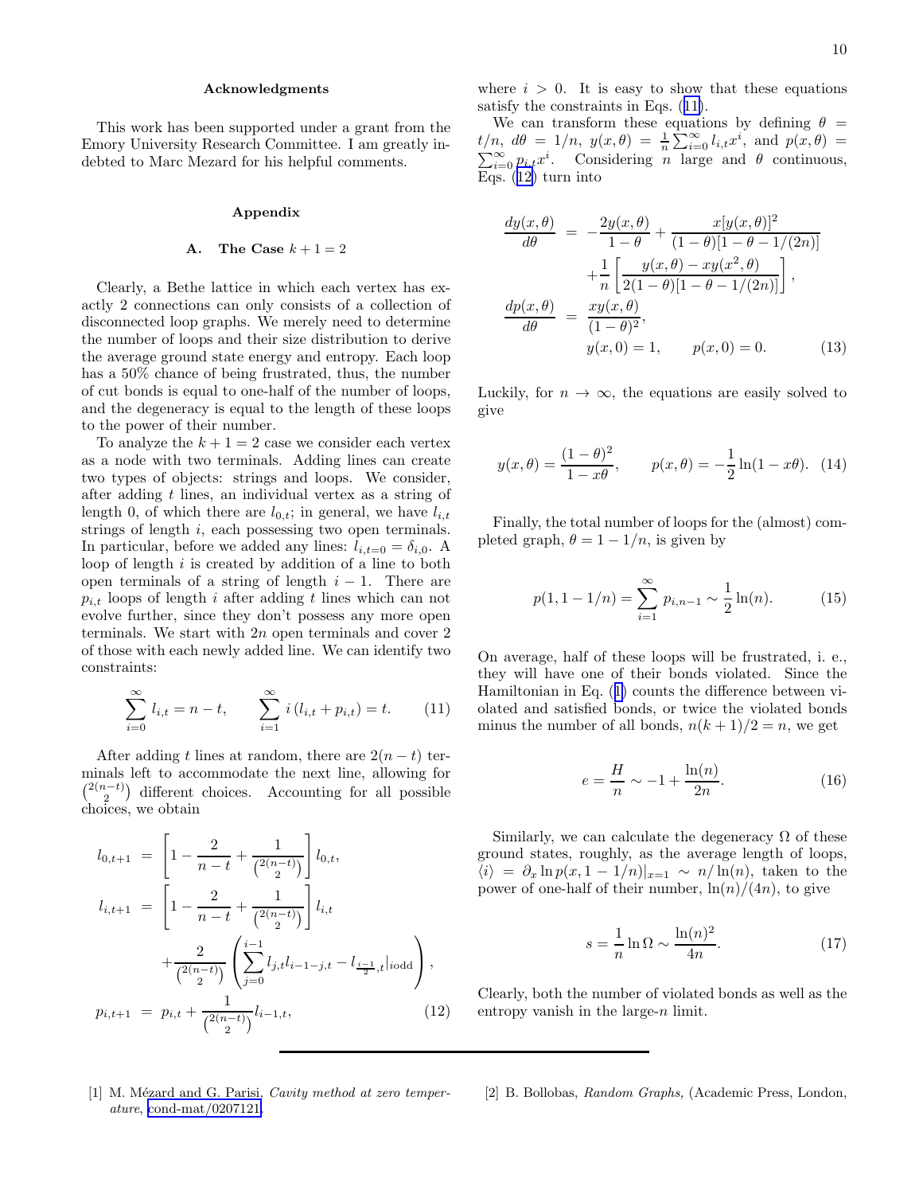### Acknowledgments

This work has been supported under a grant from the Emory University Research Committee. I am greatly indebted to Marc Mezard for his helpful comments.

### Appendix

#### A. The Case $k+1=2$

Clearly, a Bethe lattice in which each vertex has exactly 2 connections can only consists of a collection of disconnected loop graphs. We merely need to determine the number of loops and their size distribution to derive the average ground state energy and entropy. Each loop has a 50% chance of being frustrated, thus, the number of cut bonds is equal to one-half of the number of loops, and the degeneracy is equal to the length of these loops to the power of their number.

To analyze the $k+1=2$ case we consider each vertex as a node with two terminals. Adding lines can create two types of objects: strings and loops. We consider, after adding $t$ lines, an individual vertex as a string of length 0, of which there are $l_{0,t}$; in general, we have $l_{i,t}$ strings of length $i$, each possessing two open terminals. In particular, before we added any lines: $l_{i,t=0}=\delta_{i,0}$. A loop of length $i$ is created by addition of a line to both open terminals of a string of length $i-1$. There are $p_{i,t}$ loops of length $i$ after adding $t$ lines which can not evolve further, since they don't possess any more open terminals. We start with $2n$ open terminals and cover 2 of those with each newly added line. We can identify two constraints:

$$\sum_{i=0}^{\infty} l_{i,t} = n-t, \qquad \sum_{i=1}^{\infty} i\left(l_{i,t}+p_{i,t}\right) = t. \tag{11}$$

After adding $t$ lines at random, there are $2(n-t)$ terminals left to accommodate the next line, allowing for $\binom{2(n-t)}{2}$ different choices. Accounting for all possible choices, we obtain

$$
\begin{aligned}
l_{0,t+1} &= \left[1-\frac{2}{n-t}+\frac{1}{\binom{2(n-t)}{2}}\right] l_{0,t},\\
l_{i,t+1} &= \left[1-\frac{2}{n-t}+\frac{1}{\binom{2(n-t)}{2}}\right] l_{i,t}\\
&\quad +\frac{2}{\binom{2(n-t)}{2}}\left(\sum_{j=0}^{i-1} l_{j,t}l_{i-1-j,t} - l_{\frac{i-1}{2},t}\big|_{i\,\mathrm{odd}}\right),\\
p_{i,t+1} &= p_{i,t}+\frac{1}{\binom{2(n-t)}{2}} l_{i-1,t},
\end{aligned} \tag{12}
$$

where $i>0$. It is easy to show that these equations satisfy the constraints in Eqs. (11).

We can transform these equations by defining $\theta = t/n$, $d\theta = 1/n$, $y(x,\theta)=\frac{1}{n}\sum_{i=0}^{\infty} l_{i,t}x^i$, and $p(x,\theta)=\sum_{i=0}^{\infty} p_{i,t}x^i$. Considering $n$ large and $\theta$ continuous, Eqs. (12) turn into

$$
\begin{aligned}
\frac{dy(x,\theta)}{d\theta} &= -\frac{2y(x,\theta)}{1-\theta}+\frac{x[y(x,\theta)]^2}{(1-\theta)[1-\theta-1/(2n)]}\\
&\quad +\frac{1}{n}\left[\frac{y(x,\theta)-xy(x^2,\theta)}{2(1-\theta)[1-\theta-1/(2n)]}\right],\\
\frac{dp(x,\theta)}{d\theta} &= \frac{xy(x,\theta)}{(1-\theta)^2},\\
&\quad y(x,0)=1, \qquad p(x,0)=0.
\end{aligned} \tag{13}
$$

Luckily, for $n\to\infty$, the equations are easily solved to give

$$y(x,\theta)=\frac{(1-\theta)^2}{1-x\theta}, \qquad p(x,\theta)=-\frac{1}{2}\ln(1-x\theta). \tag{14}$$

Finally, the total number of loops for the (almost) completed graph, $\theta = 1-1/n$, is given by

$$p(1,1-1/n)=\sum_{i=1}^{\infty} p_{i,n-1} \sim \frac{1}{2}\ln(n). \tag{15}$$

On average, half of these loops will be frustrated, i. e., they will have one of their bonds violated. Since the Hamiltonian in Eq. (1) counts the difference between violated and satisfied bonds, or twice the violated bonds minus the number of all bonds, $n(k+1)/2=n$, we get

$$e=\frac{H}{n}\sim -1+\frac{\ln(n)}{2n}. \tag{16}$$

Similarly, we can calculate the degeneracy $\Omega$ of these ground states, roughly, as the average length of loops, $\langle i\rangle = \partial_x \ln p(x,1-1/n)|_{x=1}\sim n/\ln(n)$, taken to the power of one-half of their number, $\ln(n)/(4n)$, to give

$$s=\frac{1}{n}\ln\Omega \sim \frac{\ln(n)^2}{4n}. \tag{17}$$

Clearly, both the number of violated bonds as well as the entropy vanish in the large-$n$ limit.

---

[1] M. Mézard and G. Parisi, *Cavity method at zero temperature*, cond-mat/0207121.

[2] B. Bollobas, *Random Graphs,* (Academic Press, London,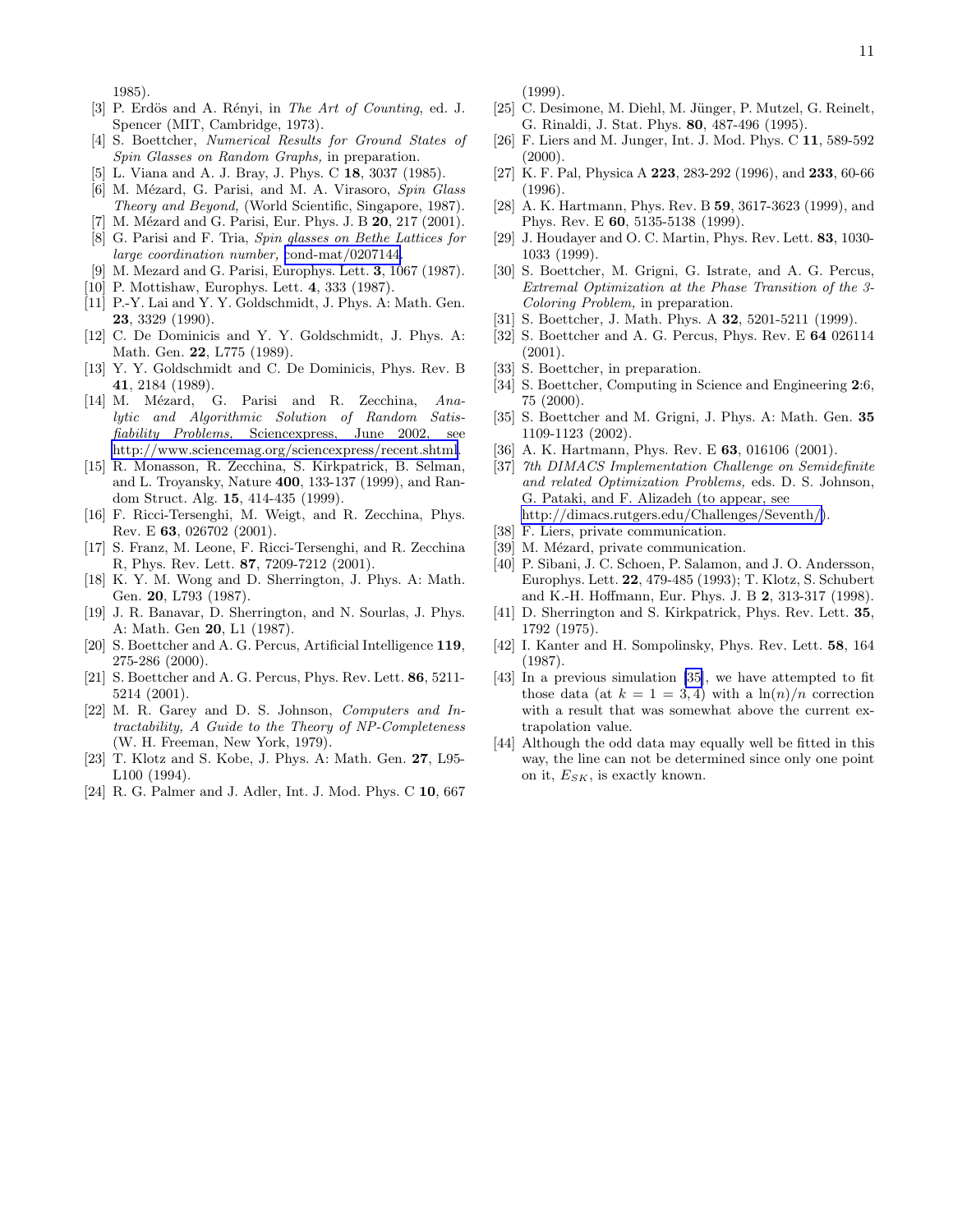1985).

[3] P. Erdös and A. Rényi, in *The Art of Counting*, ed. J. Spencer (MIT, Cambridge, 1973).

[4] S. Boettcher, *Numerical Results for Ground States of Spin Glasses on Random Graphs,* in preparation.

[5] L. Viana and A. J. Bray, J. Phys. C **18**, 3037 (1985).

[6] M. Mézard, G. Parisi, and M. A. Virasoro, *Spin Glass Theory and Beyond,* (World Scientific, Singapore, 1987).

[7] M. Mézard and G. Parisi, Eur. Phys. J. B **20**, 217 (2001).

[8] G. Parisi and F. Tria, *Spin glasses on Bethe Lattices for large coordination number,* cond-mat/0207144.

[9] M. Mezard and G. Parisi, Europhys. Lett. **3**, 1067 (1987).

[10] P. Mottishaw, Europhys. Lett. **4**, 333 (1987).

[11] P.-Y. Lai and Y. Y. Goldschmidt, J. Phys. A: Math. Gen. **23**, 3329 (1990).

[12] C. De Dominicis and Y. Y. Goldschmidt, J. Phys. A: Math. Gen. **22**, L775 (1989).

[13] Y. Y. Goldschmidt and C. De Dominicis, Phys. Rev. B **41**, 2184 (1989).

[14] M. Mézard, G. Parisi and R. Zecchina, *Analytic and Algorithmic Solution of Random Satisfiability Problems,* Sciencexpress, June 2002, see http://www.sciencemag.org/sciencexpress/recent.shtml.

[15] R. Monasson, R. Zecchina, S. Kirkpatrick, B. Selman, and L. Troyansky, Nature **400**, 133-137 (1999), and Random Struct. Alg. **15**, 414-435 (1999).

[16] F. Ricci-Tersenghi, M. Weigt, and R. Zecchina, Phys. Rev. E **63**, 026702 (2001).

[17] S. Franz, M. Leone, F. Ricci-Tersenghi, and R. Zecchina R, Phys. Rev. Lett. **87**, 7209-7212 (2001).

[18] K. Y. M. Wong and D. Sherrington, J. Phys. A: Math. Gen. **20**, L793 (1987).

[19] J. R. Banavar, D. Sherrington, and N. Sourlas, J. Phys. A: Math. Gen **20**, L1 (1987).

[20] S. Boettcher and A. G. Percus, Artificial Intelligence **119**, 275-286 (2000).

[21] S. Boettcher and A. G. Percus, Phys. Rev. Lett. **86**, 5211-5214 (2001).

[22] M. R. Garey and D. S. Johnson, *Computers and Intractability, A Guide to the Theory of NP-Completeness* (W. H. Freeman, New York, 1979).

[23] T. Klotz and S. Kobe, J. Phys. A: Math. Gen. **27**, L95-L100 (1994).

[24] R. G. Palmer and J. Adler, Int. J. Mod. Phys. C **10**, 667 (1999).

[25] C. Desimone, M. Diehl, M. Jünger, P. Mutzel, G. Reinelt, G. Rinaldi, J. Stat. Phys. **80**, 487-496 (1995).

[26] F. Liers and M. Junger, Int. J. Mod. Phys. C **11**, 589-592 (2000).

[27] K. F. Pal, Physica A **223**, 283-292 (1996), and **233**, 60-66 (1996).

[28] A. K. Hartmann, Phys. Rev. B **59**, 3617-3623 (1999), and Phys. Rev. E **60**, 5135-5138 (1999).

[29] J. Houdayer and O. C. Martin, Phys. Rev. Lett. **83**, 1030-1033 (1999).

[30] S. Boettcher, M. Grigni, G. Istrate, and A. G. Percus, *Extremal Optimization at the Phase Transition of the 3-Coloring Problem,* in preparation.

[31] S. Boettcher, J. Math. Phys. A **32**, 5201-5211 (1999).

[32] S. Boettcher and A. G. Percus, Phys. Rev. E **64** 026114 (2001).

[33] S. Boettcher, in preparation.

[34] S. Boettcher, Computing in Science and Engineering **2**:6, 75 (2000).

[35] S. Boettcher and M. Grigni, J. Phys. A: Math. Gen. **35** 1109-1123 (2002).

[36] A. K. Hartmann, Phys. Rev. E **63**, 016106 (2001).

[37] *7th DIMACS Implementation Challenge on Semidefinite and related Optimization Problems,* eds. D. S. Johnson, G. Pataki, and F. Alizadeh (to appear, see http://dimacs.rutgers.edu/Challenges/Seventh/).

[38] F. Liers, private communication.

[39] M. Mézard, private communication.

[40] P. Sibani, J. C. Schoen, P. Salamon, and J. O. Andersson, Europhys. Lett. **22**, 479-485 (1993); T. Klotz, S. Schubert and K.-H. Hoffmann, Eur. Phys. J. B **2**, 313-317 (1998).

[41] D. Sherrington and S. Kirkpatrick, Phys. Rev. Lett. **35**, 1792 (1975).

[42] I. Kanter and H. Sompolinsky, Phys. Rev. Lett. **58**, 164 (1987).

[43] In a previous simulation [35], we have attempted to fit those data (at $k = 1 = 3, 4$) with a $\ln(n)/n$ correction with a result that was somewhat above the current extrapolation value.

[44] Although the odd data may equally well be fitted in this way, the line can not be determined since only one point on it, $E_{SK}$, is exactly known.